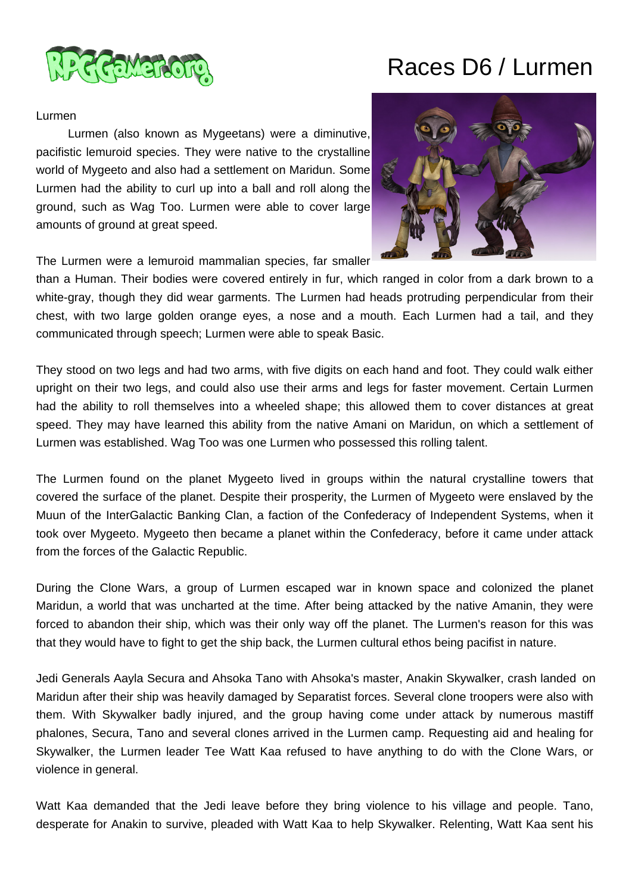# Races D6 / Lurmen

Lurmen

Lurmen (also known as Mygeetans) were a diminutive, pacifistic lemuroid species. They were native to the crystalline world of Mygeeto and also had a settlement on Maridun. Some Lurmen had the ability to curl up into a ball and roll along the ground, such as Wag Too. Lurmen were able to cover large amounts of ground at great speed.

The Lurmen were a lemuroid mammalian species, far smaller than a Human. Their bodies were covered entirely in fur, which ranged in color from a dark brown to a white-gray, though they did wear garments. The Lurmen had heads protruding perpendicular from their chest, with two large golden orange eyes, a nose and a mouth. Each Lurmen had a tail, and they communicated through speech; Lurmen were able to speak Basic.

They stood on two legs and had two arms, with five digits on each hand and foot. They could walk either upright on their two legs, and could also use their arms and legs for faster movement. Certain Lurmen had the ability to roll themselves into a wheeled shape; this allowed them to cover distances at great speed. They may have learned this ability from the native Amani on Maridun, on which a settlement of Lurmen was established. Wag Too was one Lurmen who possessed this rolling talent.

The Lurmen found on the planet Mygeeto lived in groups within the natural crystalline towers that covered the surface of the planet. Despite their prosperity, the Lurmen of Mygeeto were enslaved by the Muun of the InterGalactic Banking Clan, a faction of the Confederacy of Independent Systems, when it took over Mygeeto. Mygeeto then became a planet within the Confederacy, before it came under attack from the forces of the Galactic Republic.

During the Clone Wars, a group of Lurmen escaped war in known space and colonized the planet Maridun, a world that was uncharted at the time. After being attacked by the native Amanin, they were forced to abandon their ship, which was their only way off the planet. The Lurmen's reason for this was that they would have to fight to get the ship back, the Lurmen cultural ethos being pacifist in nature.

Jedi Generals Aayla Secura and Ahsoka Tano with Ahsoka's master, Anakin Skywalker, crash landed on Maridun after their ship was heavily damaged by Separatist forces. Several clone troopers were also with them. With Skywalker badly injured, and the group having come under attack by numerous mastiff phalones, Secura, Tano and several clones arrived in the Lurmen camp. Requesting aid and healing for Skywalker, the Lurmen leader Tee Watt Kaa refused to have anything to do with the Clone Wars, or violence in general.

Watt Kaa demanded that the Jedi leave before they bring violence to his village and people. Tano, desperate for Anakin to survive, pleaded with Watt Kaa to help Skywalker. Relenting, Watt Kaa sent his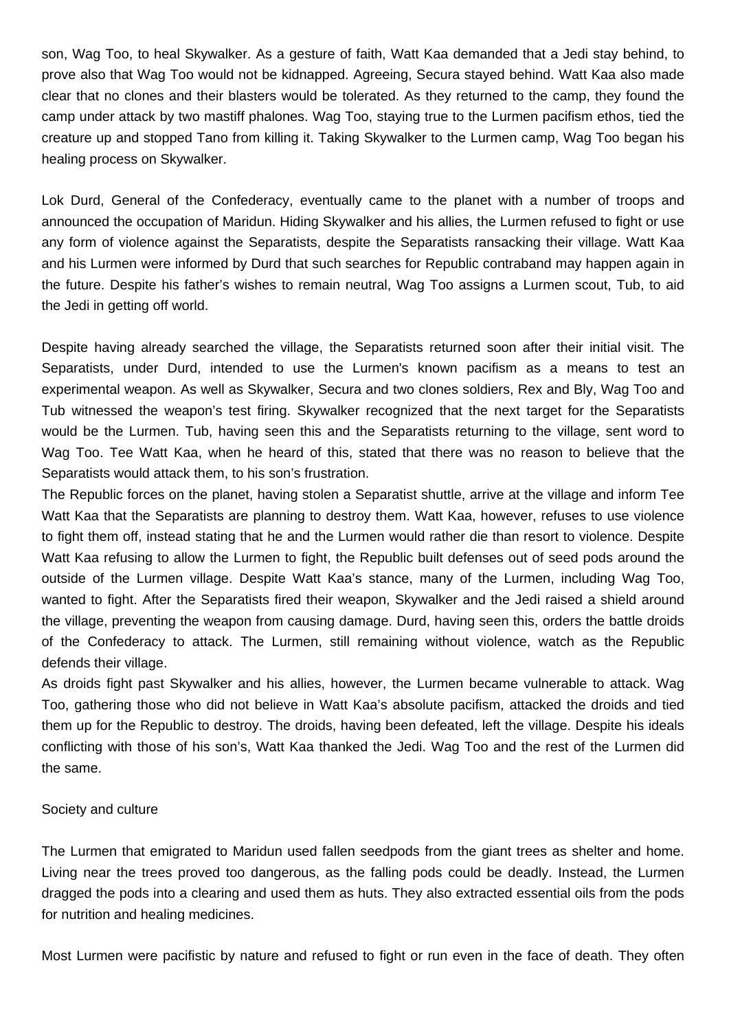son, Wag Too, to heal Skywalker. As a gesture of faith, Watt Kaa demanded that a Jedi stay behind, to prove also that Wag Too would not be kidnapped. Agreeing, Secura stayed behind. Watt Kaa also made clear that no clones and their blasters would be tolerated. As they returned to the camp, they found the camp under attack by two mastiff phalones. Wag Too, staying true to the Lurmen pacifism ethos, tied the creature up and stopped Tano from killing it. Taking Skywalker to the Lurmen camp, Wag Too began his healing process on Skywalker.

Lok Durd, General of the Confederacy, eventually came to the planet with a number of troops and announced the occupation of Maridun. Hiding Skywalker and his allies, the Lurmen refused to fight or use any form of violence against the Separatists, despite the Separatists ransacking their village. Watt Kaa and his Lurmen were informed by Durd that such searches for Republic contraband may happen again in the future. Despite his father's wishes to remain neutral, Wag Too assigns a Lurmen scout, Tub, to aid the Jedi in getting off world.

Despite having already searched the village, the Separatists returned soon after their initial visit. The Separatists, under Durd, intended to use the Lurmen's known pacifism as a means to test an experimental weapon. As well as Skywalker, Secura and two clones soldiers, Rex and Bly, Wag Too and Tub witnessed the weapon's test firing. Skywalker recognized that the next target for the Separatists would be the Lurmen. Tub, having seen this and the Separatists returning to the village, sent word to Wag Too. Tee Watt Kaa, when he heard of this, stated that there was no reason to believe that the Separatists would attack them, to his son's frustration.

The Republic forces on the planet, having stolen a Separatist shuttle, arrive at the village and inform Tee Watt Kaa that the Separatists are planning to destroy them. Watt Kaa, however, refuses to use violence to fight them off, instead stating that he and the Lurmen would rather die than resort to violence. Despite Watt Kaa refusing to allow the Lurmen to fight, the Republic built defenses out of seed pods around the outside of the Lurmen village. Despite Watt Kaa's stance, many of the Lurmen, including Wag Too, wanted to fight. After the Separatists fired their weapon, Skywalker and the Jedi raised a shield around the village, preventing the weapon from causing damage. Durd, having seen this, orders the battle droids of the Confederacy to attack. The Lurmen, still remaining without violence, watch as the Republic defends their village.

As droids fight past Skywalker and his allies, however, the Lurmen became vulnerable to attack. Wag Too, gathering those who did not believe in Watt Kaa's absolute pacifism, attacked the droids and tied them up for the Republic to destroy. The droids, having been defeated, left the village. Despite his ideals conflicting with those of his son's, Watt Kaa thanked the Jedi. Wag Too and the rest of the Lurmen did the same.

## Society and culture

The Lurmen that emigrated to Maridun used fallen seedpods from the giant trees as shelter and home. Living near the trees proved too dangerous, as the falling pods could be deadly. Instead, the Lurmen dragged the pods into a clearing and used them as huts. They also extracted essential oils from the pods for nutrition and healing medicines.

Most Lurmen were pacifistic by nature and refused to fight or run even in the face of death. They often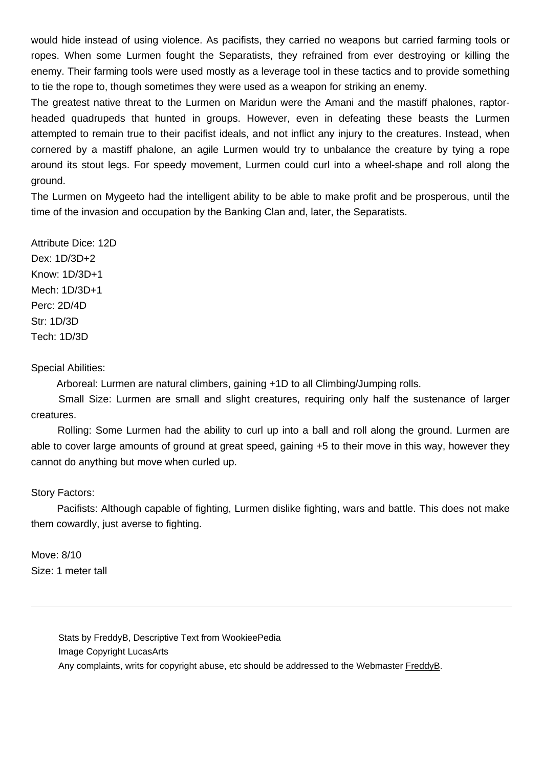would hide instead of using violence. As pacifists, they carried no weapons but carried farming tools or ropes. When some Lurmen fought the Separatists, they refrained from ever destroying or killing the enemy. Their farming tools were used mostly as a leverage tool in these tactics and to provide something to tie the rope to, though sometimes they were used as a weapon for striking an enemy.

The greatest native threat to the Lurmen on Maridun were the Amani and the mastiff phalones, raptor-headed quadrupeds that hunted in groups. However, even in defeating these beasts the Lurmen attempted to remain true to their pacifist ideals, and not inflict any injury to the creatures. Instead, when cornered by a mastiff phalone, an agile Lurmen would try to unbalance the creature by tying a rope around its stout legs. For speedy movement, Lurmen could curl into a wheel-shape and roll along the ground.

The Lurmen on Mygeeto had the intelligent ability to be able to make profit and be prosperous, until the time of the invasion and occupation by the Banking Clan and, later, the Separatists.

Attribute Dice: 12D
Dex: 1D/3D+2
Know: 1D/3D+1
Mech: 1D/3D+1
Perc: 2D/4D
Str: 1D/3D
Tech: 1D/3D

Special Abilities:

Arboreal: Lurmen are natural climbers, gaining +1D to all Climbing/Jumping rolls.

Small Size: Lurmen are small and slight creatures, requiring only half the sustenance of larger creatures.

Rolling: Some Lurmen had the ability to curl up into a ball and roll along the ground. Lurmen are able to cover large amounts of ground at great speed, gaining +5 to their move in this way, however they cannot do anything but move when curled up.

Story Factors:

Pacifists: Although capable of fighting, Lurmen dislike fighting, wars and battle. This does not make them cowardly, just averse to fighting.

Move: 8/10
Size: 1 meter tall

---

Stats by FreddyB, Descriptive Text from WookieePedia
Image Copyright LucasArts
Any complaints, writs for copyright abuse, etc should be addressed to the Webmaster FreddyB.